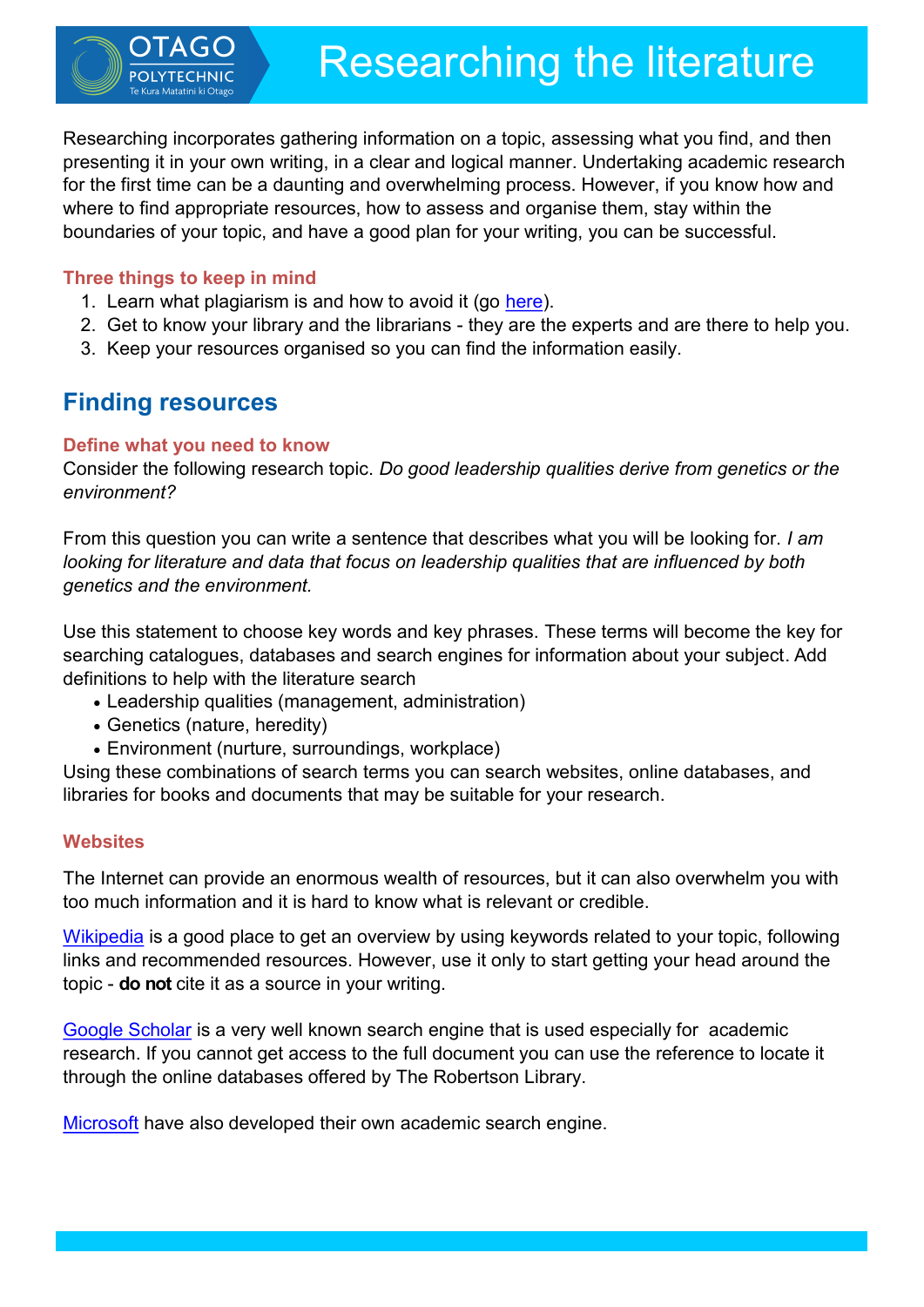# Researching the literature

Researching incorporates gathering information on a topic, assessing what you find, and then presenting it in your own writing, in a clear and logical manner. Undertaking academic research for the first time can be a daunting and overwhelming process. However, if you know how and where to find appropriate resources, how to assess and organise them, stay within the boundaries of your topic, and have a good plan for your writing, you can be successful.

### Three things to keep in mind

1. Learn what plagiarism is and how to avoid it (go here).
2. Get to know your library and the librarians - they are the experts and are there to help you.
3. Keep your resources organised so you can find the information easily.

## Finding resources

### Define what you need to know

Consider the following research topic. *Do good leadership qualities derive from genetics or the environment?*

From this question you can write a sentence that describes what you will be looking for. *I am looking for literature and data that focus on leadership qualities that are influenced by both genetics and the environment.*

Use this statement to choose key words and key phrases. These terms will become the key for searching catalogues, databases and search engines for information about your subject. Add definitions to help with the literature search

- Leadership qualities (management, administration)
- Genetics (nature, heredity)
- Environment (nurture, surroundings, workplace)

Using these combinations of search terms you can search websites, online databases, and libraries for books and documents that may be suitable for your research.

### Websites

The Internet can provide an enormous wealth of resources, but it can also overwhelm you with too much information and it is hard to know what is relevant or credible.

Wikipedia is a good place to get an overview by using keywords related to your topic, following links and recommended resources. However, use it only to start getting your head around the topic - **do not** cite it as a source in your writing.

Google Scholar is a very well known search engine that is used especially for academic research. If you cannot get access to the full document you can use the reference to locate it through the online databases offered by The Robertson Library.

Microsoft have also developed their own academic search engine.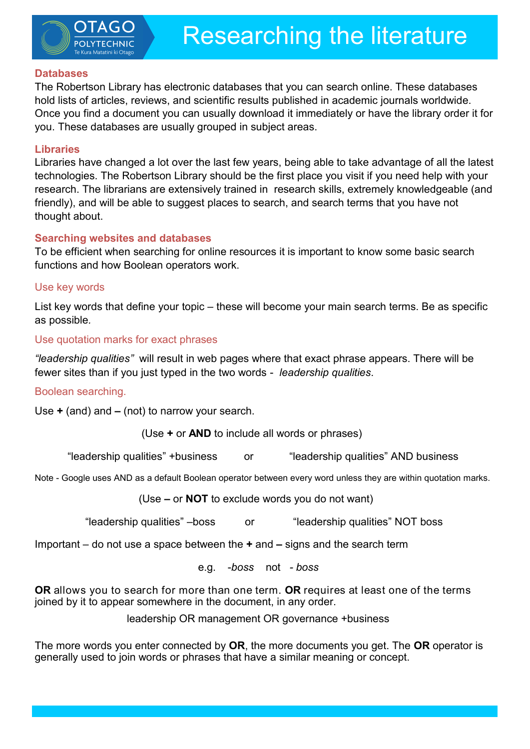# Researching the literature

## Databases

The Robertson Library has electronic databases that you can search online. These databases hold lists of articles, reviews, and scientific results published in academic journals worldwide. Once you find a document you can usually download it immediately or have the library order it for you. These databases are usually grouped in subject areas.

## Libraries

Libraries have changed a lot over the last few years, being able to take advantage of all the latest technologies. The Robertson Library should be the first place you visit if you need help with your research. The librarians are extensively trained in research skills, extremely knowledgeable (and friendly), and will be able to suggest places to search, and search terms that you have not thought about.

## Searching websites and databases

To be efficient when searching for online resources it is important to know some basic search functions and how Boolean operators work.

### Use key words

List key words that define your topic – these will become your main search terms. Be as specific as possible.

### Use quotation marks for exact phrases

*"leadership qualities"* will result in web pages where that exact phrase appears. There will be fewer sites than if you just typed in the two words - *leadership qualities*.

### Boolean searching.

Use **+** (and) and **–** (not) to narrow your search.

(Use **+** or **AND** to include all words or phrases)

"leadership qualities" +business   or   "leadership qualities" AND business

Note - Google uses AND as a default Boolean operator between every word unless they are within quotation marks.

(Use **–** or **NOT** to exclude words you do not want)

"leadership qualities" –boss   or   "leadership qualities" NOT boss

Important – do not use a space between the **+** and **–** signs and the search term

e.g. *-boss* not *- boss*

**OR** allows you to search for more than one term. **OR** requires at least one of the terms joined by it to appear somewhere in the document, in any order.

leadership OR management OR governance +business

The more words you enter connected by **OR**, the more documents you get. The **OR** operator is generally used to join words or phrases that have a similar meaning or concept.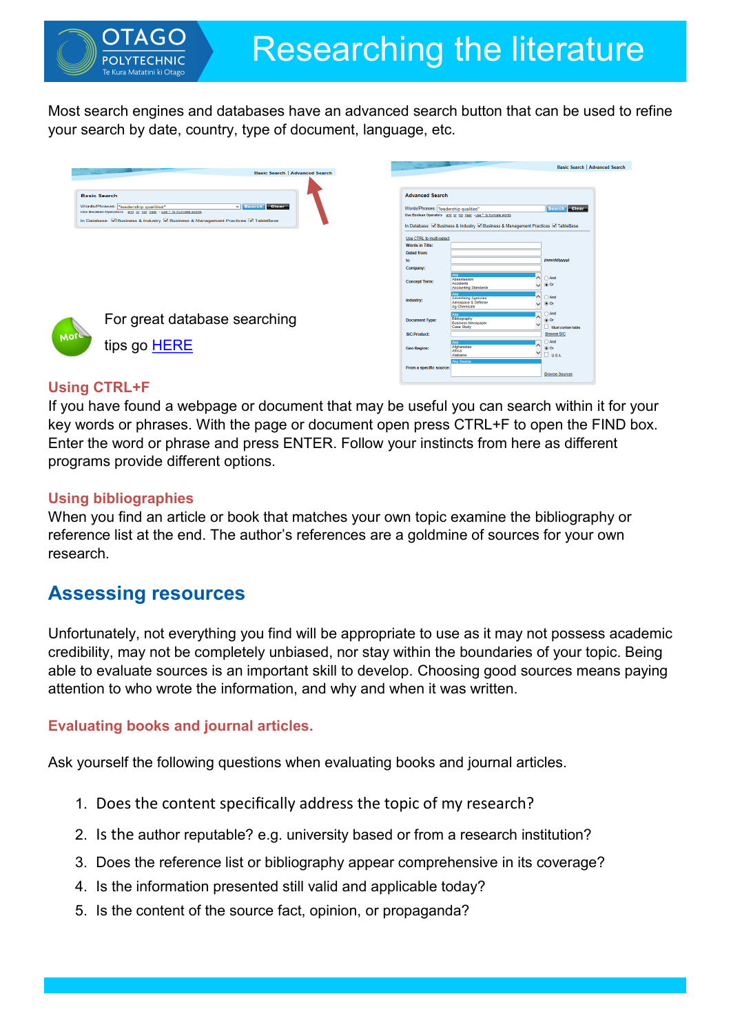# Researching the literature

Most search engines and databases have an advanced search button that can be used to refine your search by date, country, type of document, language, etc.

For great database searching tips go [HERE]

### Using CTRL+F

If you have found a webpage or document that may be useful you can search within it for your key words or phrases. With the page or document open press CTRL+F to open the FIND box. Enter the word or phrase and press ENTER. Follow your instincts from here as different programs provide different options.

### Using bibliographies

When you find an article or book that matches your own topic examine the bibliography or reference list at the end. The author's references are a goldmine of sources for your own research.

## Assessing resources

Unfortunately, not everything you find will be appropriate to use as it may not possess academic credibility, may not be completely unbiased, nor stay within the boundaries of your topic. Being able to evaluate sources is an important skill to develop. Choosing good sources means paying attention to who wrote the information, and why and when it was written.

### Evaluating books and journal articles.

Ask yourself the following questions when evaluating books and journal articles.

1. Does the content specifically address the topic of my research?
2. Is the author reputable? e.g. university based or from a research institution?
3. Does the reference list or bibliography appear comprehensive in its coverage?
4. Is the information presented still valid and applicable today?
5. Is the content of the source fact, opinion, or propaganda?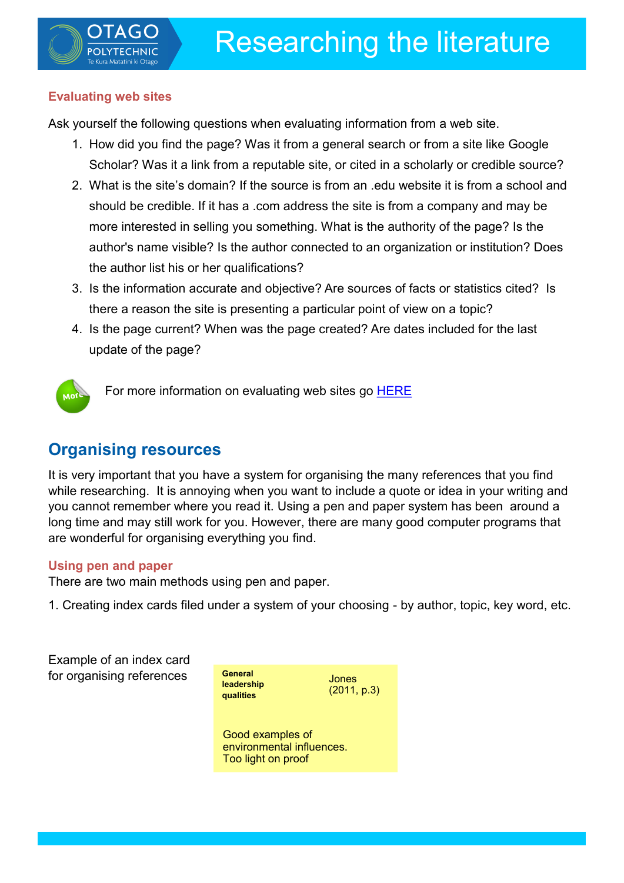### Evaluating web sites

Ask yourself the following questions when evaluating information from a web site.

1. How did you find the page? Was it from a general search or from a site like Google Scholar? Was it a link from a reputable site, or cited in a scholarly or credible source?
2. What is the site's domain? If the source is from an .edu website it is from a school and should be credible. If it has a .com address the site is from a company and may be more interested in selling you something. What is the authority of the page? Is the author's name visible? Is the author connected to an organization or institution? Does the author list his or her qualifications?
3. Is the information accurate and objective? Are sources of facts or statistics cited? Is there a reason the site is presenting a particular point of view on a topic?
4. Is the page current? When was the page created? Are dates included for the last update of the page?

More: For more information on evaluating web sites go HERE

## Organising resources

It is very important that you have a system for organising the many references that you find while researching. It is annoying when you want to include a quote or idea in your writing and you cannot remember where you read it. Using a pen and paper system has been around a long time and may still work for you. However, there are many good computer programs that are wonderful for organising everything you find.

### Using pen and paper

There are two main methods using pen and paper.

1. Creating index cards filed under a system of your choosing - by author, topic, key word, etc.

Example of an index card for organising references

| **General leadership qualities** | Jones (2011, p.3) |
|---|---|
| Good examples of environmental influences. Too light on proof | |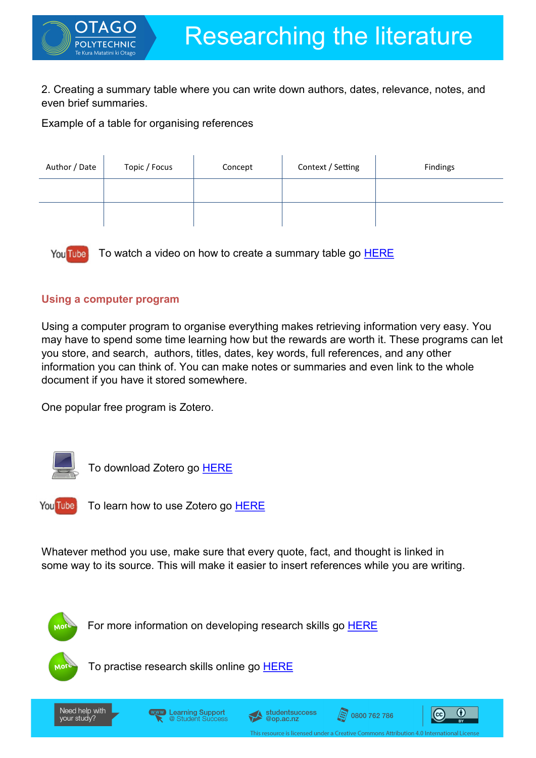2. Creating a summary table where you can write down authors, dates, relevance, notes, and even brief summaries.

Example of a table for organising references

| Author / Date | Topic / Focus | Concept | Context / Setting | Findings |
|---|---|---|---|---|
| | | | | |
| | | | | |

To watch a video on how to create a summary table go HERE

## Using a computer program

Using a computer program to organise everything makes retrieving information very easy. You may have to spend some time learning how but the rewards are worth it. These programs can let you store, and search, authors, titles, dates, key words, full references, and any other information you can think of. You can make notes or summaries and even link to the whole document if you have it stored somewhere.

One popular free program is Zotero.

To download Zotero go HERE

To learn how to use Zotero go HERE

Whatever method you use, make sure that every quote, fact, and thought is linked in some way to its source. This will make it easier to insert references while you are writing.

For more information on developing research skills go HERE

To practise research skills online go HERE

Need help with your study? Learning Support @ Student Success | studentsuccess@op.ac.nz | 0800 762 786

This resource is licensed under a Creative Commons Attribution 4.0 International License